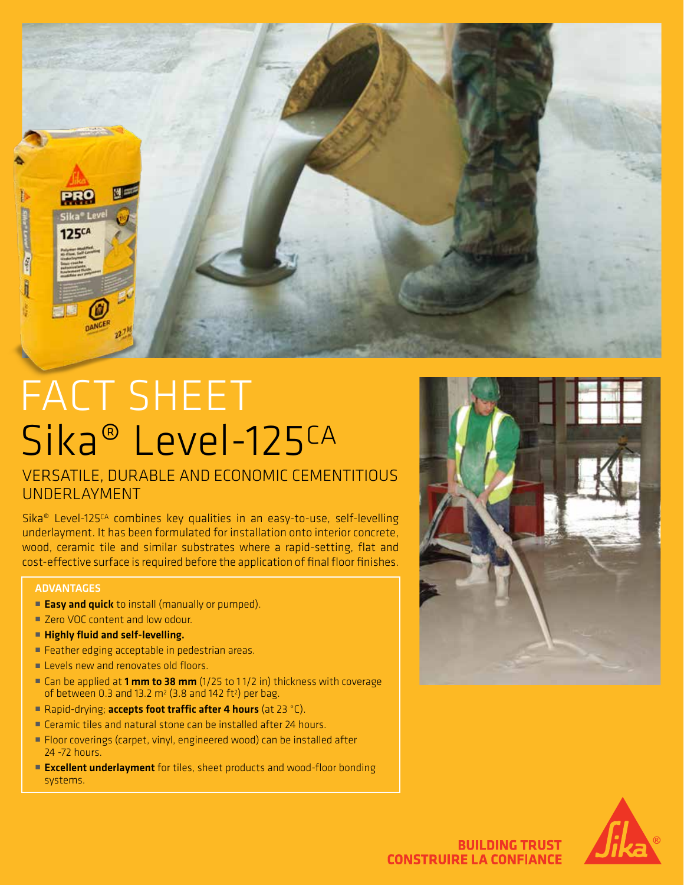# FACT SHEET
# Sika® Level-125CA

## VERSATILE, DURABLE AND ECONOMIC CEMENTITIOUS UNDERLAYMENT

Sika® Level-125CA combines key qualities in an easy-to-use, self-levelling underlayment. It has been formulated for installation onto interior concrete, wood, ceramic tile and similar substrates where a rapid-setting, flat and cost-effective surface is required before the application of final floor finishes.

### ADVANTAGES

- **Easy and quick** to install (manually or pumped).
- Zero VOC content and low odour.
- **Highly fluid and self-levelling.**
- Feather edging acceptable in pedestrian areas.
- Levels new and renovates old floors.
- Can be applied at **1 mm to 38 mm** (1/25 to 1 1/2 in) thickness with coverage of between 0.3 and 13.2 m² (3.8 and 142 ft²) per bag.
- Rapid-drying; **accepts foot traffic after 4 hours** (at 23 °C).
- Ceramic tiles and natural stone can be installed after 24 hours.
- Floor coverings (carpet, vinyl, engineered wood) can be installed after 24 -72 hours.
- **Excellent underlayment** for tiles, sheet products and wood-floor bonding systems.

**BUILDING TRUST**
**CONSTRUIRE LA CONFIANCE**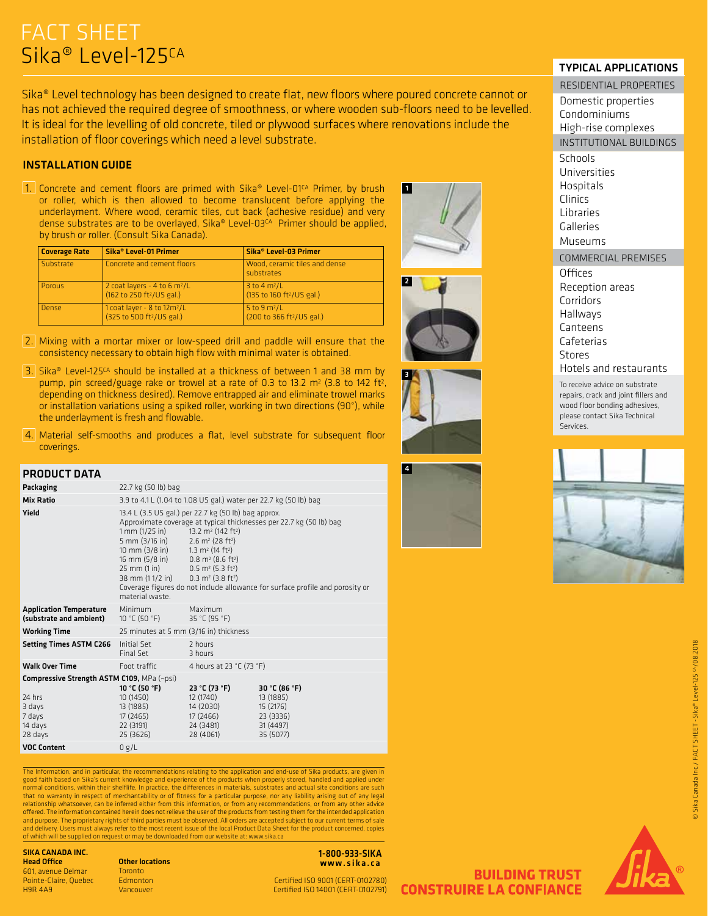# FACT SHEET
# Sika® Level-125CA

Sika® Level technology has been designed to create flat, new floors where poured concrete cannot or has not achieved the required degree of smoothness, or where wooden sub-floors need to be levelled. It is ideal for the levelling of old concrete, tiled or plywood surfaces where renovations include the installation of floor coverings which need a level substrate.

## INSTALLATION GUIDE

1. Concrete and cement floors are primed with Sika® Level-01CA Primer, by brush or roller, which is then allowed to become translucent before applying the underlayment. Where wood, ceramic tiles, cut back (adhesive residue) and very dense substrates are to be overlayed, Sika® Level-03CA Primer should be applied, by brush or roller. (Consult Sika Canada).

| Coverage Rate | Sika® Level-01 Primer | Sika® Level-03 Primer |
|---|---|---|
| Substrate | Concrete and cement floors | Wood, ceramic tiles and dense substrates |
| Porous | 2 coat layers - 4 to 6 m²/L (162 to 250 ft²/US gal.) | 3 to 4 m²/L (135 to 160 ft²/US gal.) |
| Dense | 1 coat layer - 8 to 12m²/L (325 to 500 ft²/US gal.) | 5 to 9 m²/L (200 to 366 ft²/US gal.) |

2. Mixing with a mortar mixer or low-speed drill and paddle will ensure that the consistency necessary to obtain high flow with minimal water is obtained.
3. Sika® Level-125CA should be installed at a thickness of between 1 and 38 mm by pump, pin screed/guage rake or trowel at a rate of 0.3 to 13.2 m² (3.8 to 142 ft², depending on thickness desired). Remove entrapped air and eliminate trowel marks or installation variations using a spiked roller, working in two directions (90°), while the underlayment is fresh and flowable.
4. Material self-smooths and produces a flat, level substrate for subsequent floor coverings.

## PRODUCT DATA

| | | | |
|---|---|---|---|
| **Packaging** | 22.7 kg (50 lb) bag | | |
| **Mix Ratio** | 3.9 to 4.1 L (1.04 to 1.08 US gal.) water per 22.7 kg (50 lb) bag | | |
| **Yield** | 13.4 L (3.5 US gal.) per 22.7 kg (50 lb) bag approx. Approximate coverage at typical thicknesses per 22.7 kg (50 lb) bag | | |
| | 1 mm (1/25 in) | 13.2 m² (142 ft²) | |
| | 5 mm (3/16 in) | 2.6 m² (28 ft²) | |
| | 10 mm (3/8 in) | 1.3 m² (14 ft²) | |
| | 16 mm (5/8 in) | 0.8 m² (8.6 ft²) | |
| | 25 mm (1 in) | 0.5 m² (5.3 ft²) | |
| | 38 mm (1 1/2 in) | 0.3 m² (3.8 ft²) | |
| | Coverage figures do not include allowance for surface profile and porosity or material waste. | | |
| **Application Temperature (substrate and ambient)** | Minimum 10 °C (50 °F) | Maximum 35 °C (95 °F) | |
| **Working Time** | 25 minutes at 5 mm (3/16 in) thickness | | |
| **Setting Times ASTM C266** | Initial Set | 2 hours | |
| | Final Set | 3 hours | |
| **Walk Over Time** | Foot traffic | 4 hours at 23 °C (73 °F) | |
| **Compressive Strength ASTM C109**, MPa (~psi) | **10 °C (50 °F)** | **23 °C (73 °F)** | **30 °C (86 °F)** |
| 24 hrs | 10 (1450) | 12 (1740) | 13 (1885) |
| 3 days | 13 (1885) | 14 (2030) | 15 (2176) |
| 7 days | 17 (2465) | 17 (2466) | 23 (3336) |
| 14 days | 22 (3191) | 24 (3481) | 31 (4497) |
| 28 days | 25 (3626) | 28 (4061) | 35 (5077) |
| **VOC Content** | 0 g/L | | |

## TYPICAL APPLICATIONS

**RESIDENTIAL PROPERTIES**

- Domestic properties
- Condominiums
- High-rise complexes

**INSTITUTIONAL BUILDINGS**

- Schools
- Universities
- Hospitals
- Clinics
- Libraries
- Galleries
- Museums

**COMMERCIAL PREMISES**

- Offices
- Reception areas
- Corridors
- Hallways
- Canteens
- Cafeterias
- Stores
- Hotels and restaurants

To receive advice on substrate repairs, crack and joint fillers and wood floor bonding adhesives, please contact Sika Technical Services.

The Information, and in particular, the recommendations relating to the application and end-use of Sika products, are given in good faith based on Sika's current knowledge and experience of the products when properly stored, handled and applied under normal conditions, within their shelflife. In practice, the differences in materials, substrates and actual site conditions are such that no warranty in respect of merchantability or of fitness for a particular purpose, nor any liability arising out of any legal relationship whatsoever, can be inferred either from this information, or from any recommendations, or from any other advice offered. The information contained herein does not relieve the user of the products from testing them for the intended application and purpose. The proprietary rights of third parties must be observed. All orders are accepted subject to our current terms of sale and delivery. Users must always refer to the most recent issue of the local Product Data Sheet for the product concerned, copies of which will be supplied on request or may be downloaded from our website at: www.sika.ca

**SIKA CANADA INC.**
**Head Office**
601, avenue Delmar
Pointe-Claire, Quebec
H9R 4A9

**Other locations**
Toronto
Edmonton
Vancouver

**1-800-933-SIKA**
**www.sika.ca**

Certified ISO 9001 (CERT-0102780)
Certified ISO 14001 (CERT-0102791)

**BUILDING TRUST**
**CONSTRUIRE LA CONFIANCE**

© Sika Canada Inc./ FACT SHEET - Sika® Level-125 CA/08.2018